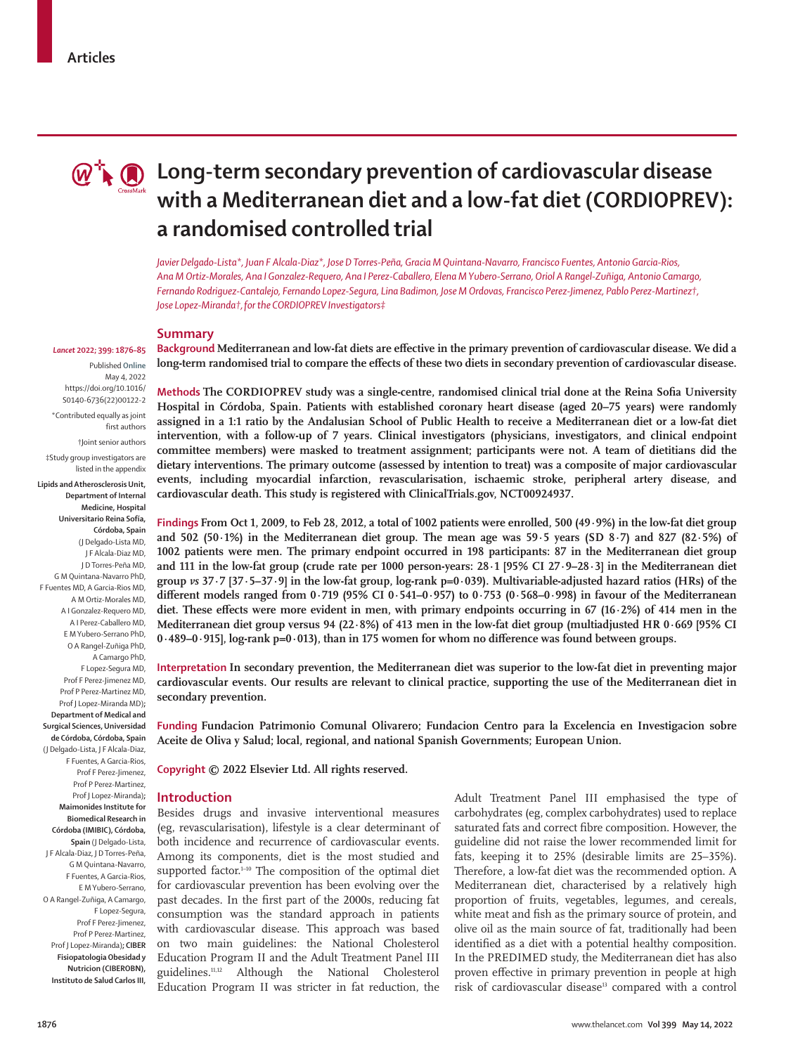Articles

# Long-term secondary prevention of cardiovascular disease with a Mediterranean diet and a low-fat diet (CORDIOPREV): a randomised controlled trial

*Javier Delgado-Lista\*, Juan F Alcala-Diaz\*, Jose D Torres-Peña, Gracia M Quintana-Navarro, Francisco Fuentes, Antonio Garcia-Rios, Ana M Ortiz-Morales, Ana I Gonzalez-Requero, Ana I Perez-Caballero, Elena M Yubero-Serrano, Oriol A Rangel-Zuñiga, Antonio Camargo, Fernando Rodriguez-Cantalejo, Fernando Lopez-Segura, Lina Badimon, Jose M Ordovas, Francisco Perez-Jimenez, Pablo Perez-Martinez†, Jose Lopez-Miranda†, for the CORDIOPREV Investigators‡*

*Lancet* 2022; 399: 1876–85

Published Online May 4, 2022 https://doi.org/10.1016/S0140-6736(22)00122-2

\*Contributed equally as joint first authors

†Joint senior authors

‡Study group investigators are listed in the appendix

**Lipids and Atherosclerosis Unit, Department of Internal Medicine, Hospital Universitario Reina Sofia, Córdoba, Spain** (J Delgado-Lista MD, J F Alcala-Diaz MD, J D Torres-Peña MD, G M Quintana-Navarro PhD, F Fuentes MD, A Garcia-Rios MD, A M Ortiz-Morales MD, A I Gonzalez-Requero MD, A I Perez-Caballero MD, E M Yubero-Serrano PhD, O A Rangel-Zuñiga PhD, A Camargo PhD, F Lopez-Segura MD, Prof F Perez-Jimenez MD, Prof P Perez-Martinez MD, Prof J Lopez-Miranda MD)**; Department of Medical and Surgical Sciences, Universidad de Córdoba, Córdoba, Spain** (J Delgado-Lista, J F Alcala-Diaz, F Fuentes, A Garcia-Rios, Prof F Perez-Jimenez, Prof P Perez-Martinez, Prof J Lopez-Miranda)**; Maimonides Institute for Biomedical Research in Córdoba (IMIBIC), Córdoba, Spain** (J Delgado-Lista, J F Alcala-Diaz, J D Torres-Peña, G M Quintana-Navarro, F Fuentes, A Garcia-Rios, E M Yubero-Serrano, O A Rangel-Zuñiga, A Camargo, F Lopez-Segura, Prof F Perez-Jimenez, Prof P Perez-Martinez, Prof J Lopez-Miranda)**; CIBER Fisiopatologia Obesidad y Nutricion (CIBEROBN), Instituto de Salud Carlos III,**

## Summary

**Background** Mediterranean and low-fat diets are effective in the primary prevention of cardiovascular disease. We did a long-term randomised trial to compare the effects of these two diets in secondary prevention of cardiovascular disease.

**Methods** The CORDIOPREV study was a single-centre, randomised clinical trial done at the Reina Sofia University Hospital in Córdoba, Spain. Patients with established coronary heart disease (aged 20–75 years) were randomly assigned in a 1:1 ratio by the Andalusian School of Public Health to receive a Mediterranean diet or a low-fat diet intervention, with a follow-up of 7 years. Clinical investigators (physicians, investigators, and clinical endpoint committee members) were masked to treatment assignment; participants were not. A team of dietitians did the dietary interventions. The primary outcome (assessed by intention to treat) was a composite of major cardiovascular events, including myocardial infarction, revascularisation, ischaemic stroke, peripheral artery disease, and cardiovascular death. This study is registered with ClinicalTrials.gov, NCT00924937.

**Findings** From Oct 1, 2009, to Feb 28, 2012, a total of 1002 patients were enrolled, 500 (49·9%) in the low-fat diet group and 502 (50·1%) in the Mediterranean diet group. The mean age was 59·5 years (SD 8·7) and 827 (82·5%) of 1002 patients were men. The primary endpoint occurred in 198 participants: 87 in the Mediterranean diet group and 111 in the low-fat group (crude rate per 1000 person-years: 28·1 [95% CI 27·9–28·3] in the Mediterranean diet group *vs* 37·7 [37·5–37·9] in the low-fat group, log-rank p=0·039). Multivariable-adjusted hazard ratios (HRs) of the different models ranged from 0·719 (95% CI 0·541–0·957) to 0·753 (0·568–0·998) in favour of the Mediterranean diet. These effects were more evident in men, with primary endpoints occurring in 67 (16·2%) of 414 men in the Mediterranean diet group versus 94 (22·8%) of 413 men in the low-fat diet group (multiadjusted HR 0·669 [95% CI 0·489–0·915], log-rank p=0·013), than in 175 women for whom no difference was found between groups.

**Interpretation** In secondary prevention, the Mediterranean diet was superior to the low-fat diet in preventing major cardiovascular events. Our results are relevant to clinical practice, supporting the use of the Mediterranean diet in secondary prevention.

**Funding** Fundacion Patrimonio Comunal Olivarero; Fundacion Centro para la Excelencia en Investigacion sobre Aceite de Oliva y Salud; local, regional, and national Spanish Governments; European Union.

**Copyright** © 2022 Elsevier Ltd. All rights reserved.

## Introduction

Besides drugs and invasive interventional measures (eg, revascularisation), lifestyle is a clear determinant of both incidence and recurrence of cardiovascular events. Among its components, diet is the most studied and supported factor.[1–10] The composition of the optimal diet for cardiovascular prevention has been evolving over the past decades. In the first part of the 2000s, reducing fat consumption was the standard approach in patients with cardiovascular disease. This approach was based on two main guidelines: the National Cholesterol Education Program II and the Adult Treatment Panel III guidelines.[11,12] Although the National Cholesterol Education Program II was stricter in fat reduction, the Adult Treatment Panel III emphasised the type of carbohydrates (eg, complex carbohydrates) used to replace saturated fats and correct fibre composition. However, the guideline did not raise the lower recommended limit for fats, keeping it to 25% (desirable limits are 25–35%). Therefore, a low-fat diet was the recommended option. A Mediterranean diet, characterised by a relatively high proportion of fruits, vegetables, legumes, and cereals, white meat and fish as the primary source of protein, and olive oil as the main source of fat, traditionally had been identified as a diet with a potential healthy composition. In the PREDIMED study, the Mediterranean diet has also proven effective in primary prevention in people at high risk of cardiovascular disease[13] compared with a control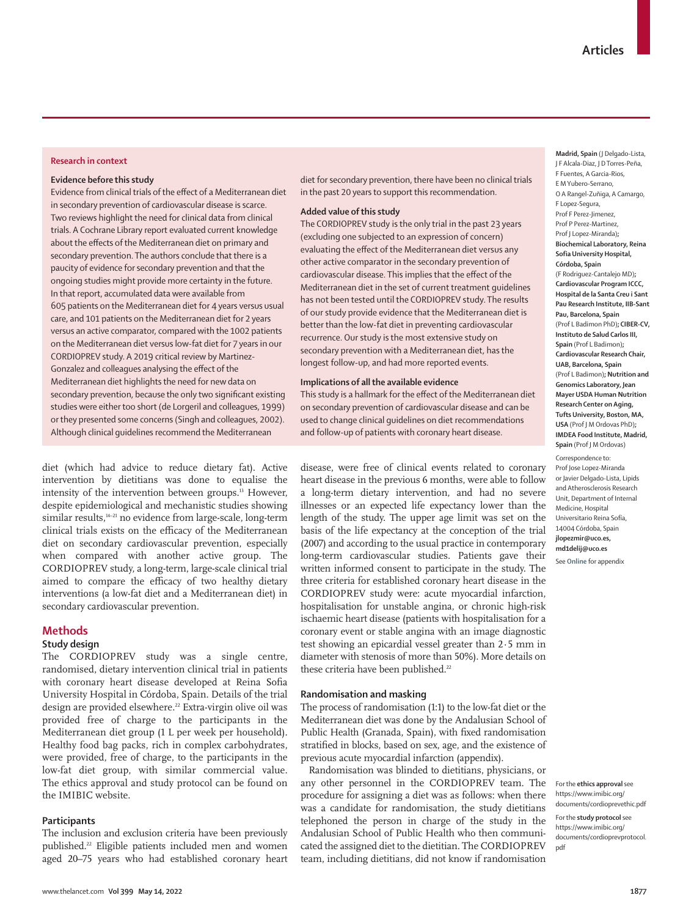### Research in context

**Evidence before this study**

Evidence from clinical trials of the effect of a Mediterranean diet in secondary prevention of cardiovascular disease is scarce. Two reviews highlight the need for clinical data from clinical trials. A Cochrane Library report evaluated current knowledge about the effects of the Mediterranean diet on primary and secondary prevention. The authors conclude that there is a paucity of evidence for secondary prevention and that the ongoing studies might provide more certainty in the future. In that report, accumulated data were available from 605 patients on the Mediterranean diet for 4 years versus usual care, and 101 patients on the Mediterranean diet for 2 years versus an active comparator, compared with the 1002 patients on the Mediterranean diet versus low-fat diet for 7 years in our CORDIOPREV study. A 2019 critical review by Martinez-Gonzalez and colleagues analysing the effect of the Mediterranean diet highlights the need for new data on secondary prevention, because the only two significant existing studies were either too short (de Lorgeril and colleagues, 1999) or they presented some concerns (Singh and colleagues, 2002). Although clinical guidelines recommend the Mediterranean diet for secondary prevention, there have been no clinical trials in the past 20 years to support this recommendation.

**Added value of this study**

The CORDIOPREV study is the only trial in the past 23 years (excluding one subjected to an expression of concern) evaluating the effect of the Mediterranean diet versus any other active comparator in the secondary prevention of cardiovascular disease. This implies that the effect of the Mediterranean diet in the set of current treatment guidelines has not been tested until the CORDIOPREV study. The results of our study provide evidence that the Mediterranean diet is better than the low-fat diet in preventing cardiovascular recurrence. Our study is the most extensive study on secondary prevention with a Mediterranean diet, has the longest follow-up, and had more reported events.

**Implications of all the available evidence**

This study is a hallmark for the effect of the Mediterranean diet on secondary prevention of cardiovascular disease and can be used to change clinical guidelines on diet recommendations and follow-up of patients with coronary heart disease.

diet (which had advice to reduce dietary fat). Active intervention by dietitians was done to equalise the intensity of the intervention between groups.[13] However, despite epidemiological and mechanistic studies showing similar results,[14–21] no evidence from large-scale, long-term clinical trials exists on the efficacy of the Mediterranean diet on secondary cardiovascular prevention, especially when compared with another active group. The CORDIOPREV study, a long-term, large-scale clinical trial aimed to compare the efficacy of two healthy dietary interventions (a low-fat diet and a Mediterranean diet) in secondary cardiovascular prevention.

## Methods

### Study design

The CORDIOPREV study was a single centre, randomised, dietary intervention clinical trial in patients with coronary heart disease developed at Reina Sofia University Hospital in Córdoba, Spain. Details of the trial design are provided elsewhere.[22] Extra-virgin olive oil was provided free of charge to the participants in the Mediterranean diet group (1 L per week per household). Healthy food bag packs, rich in complex carbohydrates, were provided, free of charge, to the participants in the low-fat diet group, with similar commercial value. The ethics approval and study protocol can be found on the IMIBIC website.

### Participants

The inclusion and exclusion criteria have been previously published.[22] Eligible patients included men and women aged 20–75 years who had established coronary heart disease, were free of clinical events related to coronary heart disease in the previous 6 months, were able to follow a long-term dietary intervention, and had no severe illnesses or an expected life expectancy lower than the length of the study. The upper age limit was set on the basis of the life expectancy at the conception of the trial (2007) and according to the usual practice in contemporary long-term cardiovascular studies. Patients gave their written informed consent to participate in the study. The three criteria for established coronary heart disease in the CORDIOPREV study were: acute myocardial infarction, hospitalisation for unstable angina, or chronic high-risk ischaemic heart disease (patients with hospitalisation for a coronary event or stable angina with an image diagnostic test showing an epicardial vessel greater than 2·5 mm in diameter with stenosis of more than 50%). More details on these criteria have been published.[22]

### Randomisation and masking

The process of randomisation (1:1) to the low-fat diet or the Mediterranean diet was done by the Andalusian School of Public Health (Granada, Spain), with fixed randomisation stratified in blocks, based on sex, age, and the existence of previous acute myocardial infarction (appendix).

Randomisation was blinded to dietitians, physicians, or any other personnel in the CORDIOPREV team. The procedure for assigning a diet was as follows: when there was a candidate for randomisation, the study dietitians telephoned the person in charge of the study in the Andalusian School of Public Health who then communicated the assigned diet to the dietitian. The CORDIOPREV team, including dietitians, did not know if randomisation

**Madrid, Spain** (J Delgado-Lista, J F Alcala-Diaz, J D Torres-Peña, E M Yubero-Serrano, O A Rangel-Zuñiga, A Camargo, F Lopez-Segura, Prof F Perez-Jimenez, Prof P Perez-Martinez, Prof J Lopez-Miranda)**; Biochemical Laboratory, Reina Sofia University Hospital, Córdoba, Spain** (F Rodriguez-Cantalejo MD)**; Cardiovascular Program ICCC, Hospital de la Santa Creu i Sant Pau Research Institute, IIB-Sant Pau, Barcelona, Spain** (Prof L Badimon PhD)**; CIBER-CV, Instituto de Salud Carlos III, Spain** (Prof L Badimon)**; Cardiovascular Research Chair, UAB, Barcelona, Spain** (Prof L Badimon)**; Nutrition and Genomics Laboratory, Jean Mayer USDA Human Nutrition Research Center on Aging, Tufts University, Boston, MA, USA** (Prof J M Ordovas PhD)**; IMDEA Food Institute, Madrid, Spain** (Prof J M Ordovas)

Correspondence to: Prof Jose Lopez-Miranda or Javier Delgado-Lista, Lipids and Atherosclerosis Research Unit, Department of Internal Medicine, Hospital Universitario Reina Sofía, 14004 Córdoba, Spain **jlopezmir@uco.es, md1delij@uco.es**

See **Online** for appendix

For the **ethics approval** see https://www.imibic.org/documents/cordioprevethic.pdf

For the **study protocol** see https://www.imibic.org/documents/cordioprevprotocol.pdf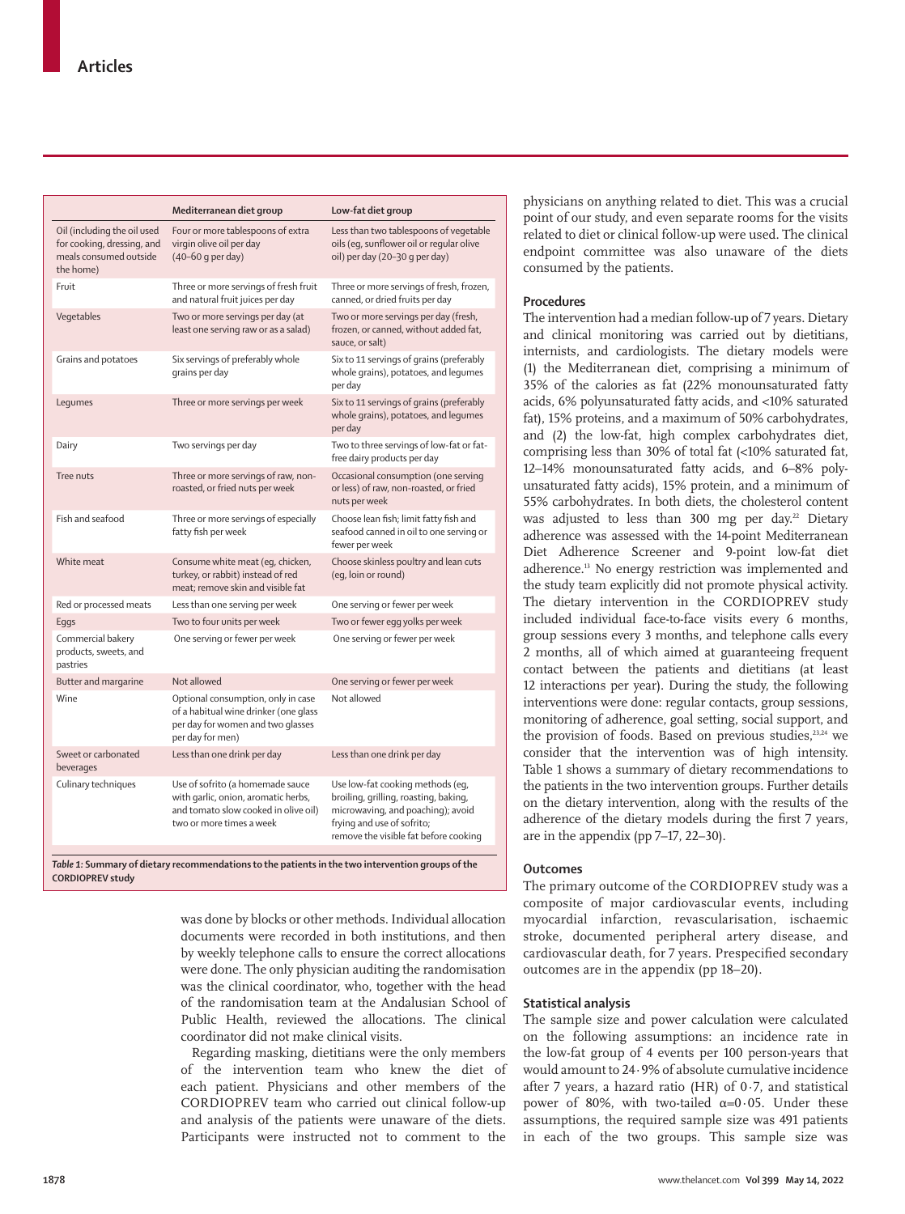| | Mediterranean diet group | Low-fat diet group |
|---|---|---|
| Oil (including the oil used for cooking, dressing, and meals consumed outside the home) | Four or more tablespoons of extra virgin olive oil per day (40–60 g per day) | Less than two tablespoons of vegetable oils (eg, sunflower oil or regular olive oil) per day (20–30 g per day) |
| Fruit | Three or more servings of fresh fruit and natural fruit juices per day | Three or more servings of fresh, frozen, canned, or dried fruits per day |
| Vegetables | Two or more servings per day (at least one serving raw or as a salad) | Two or more servings per day (fresh, frozen, or canned, without added fat, sauce, or salt) |
| Grains and potatoes | Six servings of preferably whole grains per day | Six to 11 servings of grains (preferably whole grains), potatoes, and legumes per day |
| Legumes | Three or more servings per week | Six to 11 servings of grains (preferably whole grains), potatoes, and legumes per day |
| Dairy | Two servings per day | Two to three servings of low-fat or fat-free dairy products per day |
| Tree nuts | Three or more servings of raw, non-roasted, or fried nuts per week | Occasional consumption (one serving or less) of raw, non-roasted, or fried nuts per week |
| Fish and seafood | Three or more servings of especially fatty fish per week | Choose lean fish; limit fatty fish and seafood canned in oil to one serving or fewer per week |
| White meat | Consume white meat (eg, chicken, turkey, or rabbit) instead of red meat; remove skin and visible fat | Choose skinless poultry and lean cuts (eg, loin or round) |
| Red or processed meats | Less than one serving per week | One serving or fewer per week |
| Eggs | Two to four units per week | Two or fewer egg yolks per week |
| Commercial bakery products, sweets, and pastries | One serving or fewer per week | One serving or fewer per week |
| Butter and margarine | Not allowed | One serving or fewer per week |
| Wine | Optional consumption, only in case of a habitual wine drinker (one glass per day for women and two glasses per day for men) | Not allowed |
| Sweet or carbonated beverages | Less than one drink per day | Less than one drink per day |
| Culinary techniques | Use of sofrito (a homemade sauce with garlic, onion, aromatic herbs, and tomato slow cooked in olive oil) two or more times a week | Use low-fat cooking methods (eg, broiling, grilling, roasting, baking, microwaving, and poaching); avoid frying and use of sofrito; remove the visible fat before cooking |

***Table 1:* Summary of dietary recommendations to the patients in the two intervention groups of the CORDIOPREV study**

was done by blocks or other methods. Individual allocation documents were recorded in both institutions, and then by weekly telephone calls to ensure the correct allocations were done. The only physician auditing the randomisation was the clinical coordinator, who, together with the head of the randomisation team at the Andalusian School of Public Health, reviewed the allocations. The clinical coordinator did not make clinical visits.

Regarding masking, dietitians were the only members of the intervention team who knew the diet of each patient. Physicians and other members of the CORDIOPREV team who carried out clinical follow-up and analysis of the patients were unaware of the diets. Participants were instructed not to comment to the physicians on anything related to diet. This was a crucial point of our study, and even separate rooms for the visits related to diet or clinical follow-up were used. The clinical endpoint committee was also unaware of the diets consumed by the patients.

### Procedures

The intervention had a median follow-up of 7 years. Dietary and clinical monitoring was carried out by dietitians, internists, and cardiologists. The dietary models were (1) the Mediterranean diet, comprising a minimum of 35% of the calories as fat (22% monounsaturated fatty acids, 6% polyunsaturated fatty acids, and <10% saturated fat), 15% proteins, and a maximum of 50% carbohydrates, and (2) the low-fat, high complex carbohydrates diet, comprising less than 30% of total fat (<10% saturated fat, 12–14% monounsaturated fatty acids, and 6–8% polyunsaturated fatty acids), 15% protein, and a minimum of 55% carbohydrates. In both diets, the cholesterol content was adjusted to less than 300 mg per day.[22] Dietary adherence was assessed with the 14-point Mediterranean Diet Adherence Screener and 9-point low-fat diet adherence.[13] No energy restriction was implemented and the study team explicitly did not promote physical activity. The dietary intervention in the CORDIOPREV study included individual face-to-face visits every 6 months, group sessions every 3 months, and telephone calls every 2 months, all of which aimed at guaranteeing frequent contact between the patients and dietitians (at least 12 interactions per year). During the study, the following interventions were done: regular contacts, group sessions, monitoring of adherence, goal setting, social support, and the provision of foods. Based on previous studies,[23,24] we consider that the intervention was of high intensity. Table 1 shows a summary of dietary recommendations to the patients in the two intervention groups. Further details on the dietary intervention, along with the results of the adherence of the dietary models during the first 7 years, are in the appendix (pp 7–17, 22–30).

### Outcomes

The primary outcome of the CORDIOPREV study was a composite of major cardiovascular events, including myocardial infarction, revascularisation, ischaemic stroke, documented peripheral artery disease, and cardiovascular death, for 7 years. Prespecified secondary outcomes are in the appendix (pp 18–20).

### Statistical analysis

The sample size and power calculation were calculated on the following assumptions: an incidence rate in the low-fat group of 4 events per 100 person-years that would amount to 24·9% of absolute cumulative incidence after 7 years, a hazard ratio (HR) of 0·7, and statistical power of 80%, with two-tailed $\alpha$=0·05. Under these assumptions, the required sample size was 491 patients in each of the two groups. This sample size was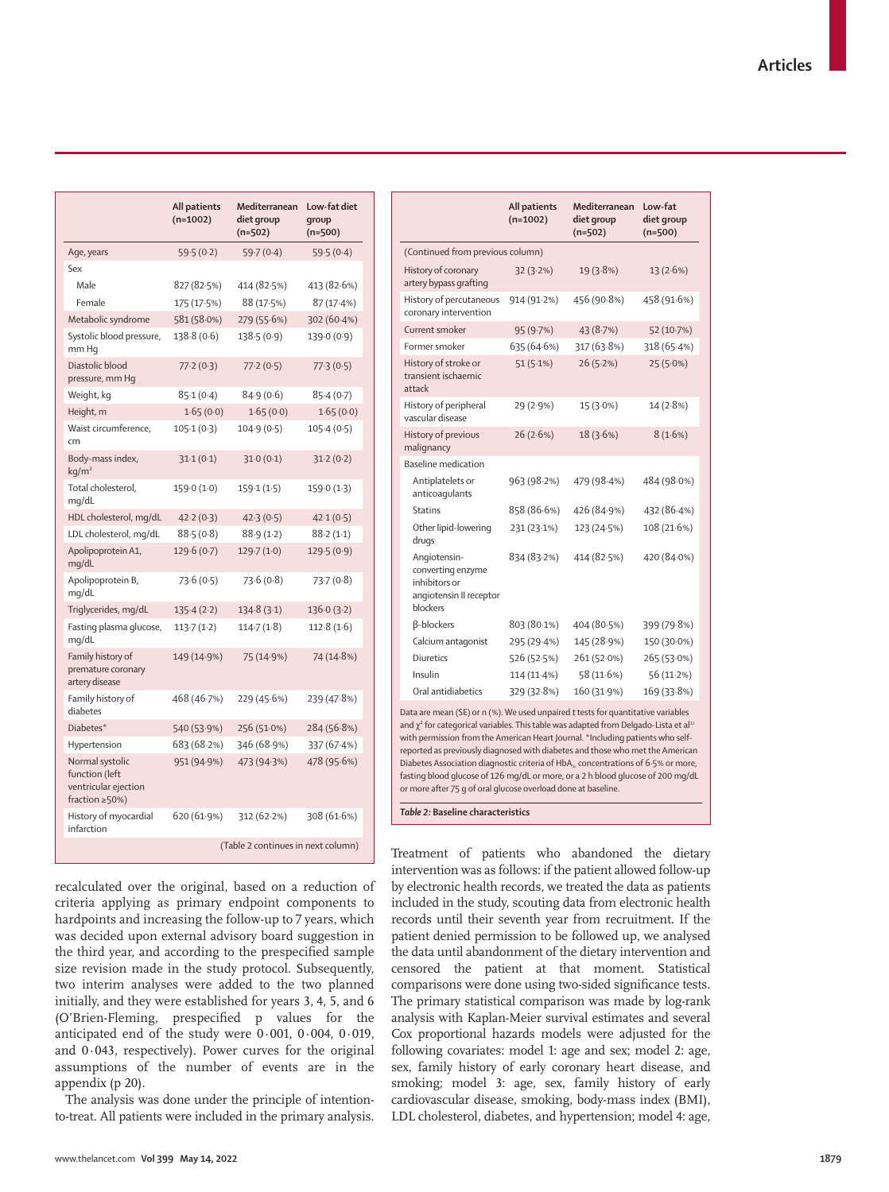| | All patients (n=1002) | Mediterranean diet group (n=502) | Low-fat diet group (n=500) |
|---|---|---|---|
| Age, years | 59·5 (0·2) | 59·7 (0·4) | 59·5 (0·4) |
| Sex | | | |
| Male | 827 (82·5%) | 414 (82·5%) | 413 (82·6%) |
| Female | 175 (17·5%) | 88 (17·5%) | 87 (17·4%) |
| Metabolic syndrome | 581 (58·0%) | 279 (55·6%) | 302 (60·4%) |
| Systolic blood pressure, mm Hg | 138·8 (0·6) | 138·5 (0·9) | 139·0 (0·9) |
| Diastolic blood pressure, mm Hg | 77·2 (0·3) | 77·2 (0·5) | 77·3 (0·5) |
| Weight, kg | 85·1 (0·4) | 84·9 (0·6) | 85·4 (0·7) |
| Height, m | 1·65 (0·0) | 1·65 (0·0) | 1·65 (0·0) |
| Waist circumference, cm | 105·1 (0·3) | 104·9 (0·5) | 105·4 (0·5) |
| Body-mass index, kg/m$^2$ | 31·1 (0·1) | 31·0 (0·1) | 31·2 (0·2) |
| Total cholesterol, mg/dL | 159·0 (1·0) | 159·1 (1·5) | 159·0 (1·3) |
| HDL cholesterol, mg/dL | 42·2 (0·3) | 42·3 (0·5) | 42·1 (0·5) |
| LDL cholesterol, mg/dL | 88·5 (0·8) | 88·9 (1·2) | 88·2 (1·1) |
| Apolipoprotein A1, mg/dL | 129·6 (0·7) | 129·7 (1·0) | 129·5 (0·9) |
| Apolipoprotein B, mg/dL | 73·6 (0·5) | 73·6 (0·8) | 73·7 (0·8) |
| Triglycerides, mg/dL | 135·4 (2·2) | 134·8 (3·1) | 136·0 (3·2) |
| Fasting plasma glucose, mg/dL | 113·7 (1·2) | 114·7 (1·8) | 112·8 (1·6) |
| Family history of premature coronary artery disease | 149 (14·9%) | 75 (14·9%) | 74 (14·8%) |
| Family history of diabetes | 468 (46·7%) | 229 (45·6%) | 239 (47·8%) |
| Diabetes* | 540 (53·9%) | 256 (51·0%) | 284 (56·8%) |
| Hypertension | 683 (68·2%) | 346 (68·9%) | 337 (67·4%) |
| Normal systolic function (left ventricular ejection fraction ≥50%) | 951 (94·9%) | 473 (94·3%) | 478 (95·6%) |
| History of myocardial infarction | 620 (61·9%) | 312 (62·2%) | 308 (61·6%) |
| History of coronary artery bypass grafting | 32 (3·2%) | 19 (3·8%) | 13 (2·6%) |
| History of percutaneous coronary intervention | 914 (91·2%) | 456 (90·8%) | 458 (91·6%) |
| Current smoker | 95 (9·7%) | 43 (8·7%) | 52 (10·7%) |
| Former smoker | 635 (64·6%) | 317 (63·8%) | 318 (65·4%) |
| History of stroke or transient ischaemic attack | 51 (5·1%) | 26 (5·2%) | 25 (5·0%) |
| History of peripheral vascular disease | 29 (2·9%) | 15 (3·0%) | 14 (2·8%) |
| History of previous malignancy | 26 (2·6%) | 18 (3·6%) | 8 (1·6%) |
| Baseline medication | | | |
| Antiplatelets or anticoagulants | 963 (98·2%) | 479 (98·4%) | 484 (98·0%) |
| Statins | 858 (86·6%) | 426 (84·9%) | 432 (86·4%) |
| Other lipid-lowering drugs | 231 (23·1%) | 123 (24·5%) | 108 (21·6%) |
| Angiotensin-converting enzyme inhibitors or angiotensin II receptor blockers | 834 (83·2%) | 414 (82·5%) | 420 (84·0%) |
| β-blockers | 803 (80·1%) | 404 (80·5%) | 399 (79·8%) |
| Calcium antagonist | 295 (29·4%) | 145 (28·9%) | 150 (30·0%) |
| Diuretics | 526 (52·5%) | 261 (52·0%) | 265 (53·0%) |
| Insulin | 114 (11·4%) | 58 (11·6%) | 56 (11·2%) |
| Oral antidiabetics | 329 (32·8%) | 160 (31·9%) | 169 (33·8%) |

Data are mean (SE) or n (%). We used unpaired *t* tests for quantitative variables and $\chi^2$ for categorical variables. This table was adapted from Delgado-Lista et al[22] with permission from the American Heart Journal. *Including patients who self-reported as previously diagnosed with diabetes and those who met the American Diabetes Association diagnostic criteria of $HbA_{1c}$ concentrations of 6·5% or more, fasting blood glucose of 126 mg/dL or more, or a 2 h blood glucose of 200 mg/dL or more after 75 g of oral glucose overload done at baseline.

*Table 2:* **Baseline characteristics**

recalculated over the original, based on a reduction of criteria applying as primary endpoint components to hardpoints and increasing the follow-up to 7 years, which was decided upon external advisory board suggestion in the third year, and according to the prespecified sample size revision made in the study protocol. Subsequently, two interim analyses were added to the two planned initially, and they were established for years 3, 4, 5, and 6 (O'Brien-Fleming, prespecified p values for the anticipated end of the study were 0·001, 0·004, 0·019, and 0·043, respectively). Power curves for the original assumptions of the number of events are in the appendix (p 20).

The analysis was done under the principle of intention-to-treat. All patients were included in the primary analysis. Treatment of patients who abandoned the dietary intervention was as follows: if the patient allowed follow-up by electronic health records, we treated the data as patients included in the study, scouting data from electronic health records until their seventh year from recruitment. If the patient denied permission to be followed up, we analysed the data until abandonment of the dietary intervention and censored the patient at that moment. Statistical comparisons were done using two-sided significance tests. The primary statistical comparison was made by log-rank analysis with Kaplan-Meier survival estimates and several Cox proportional hazards models were adjusted for the following covariates: model 1: age and sex; model 2: age, sex, family history of early coronary heart disease, and smoking; model 3: age, sex, family history of early cardiovascular disease, smoking, body-mass index (BMI), LDL cholesterol, diabetes, and hypertension; model 4: age,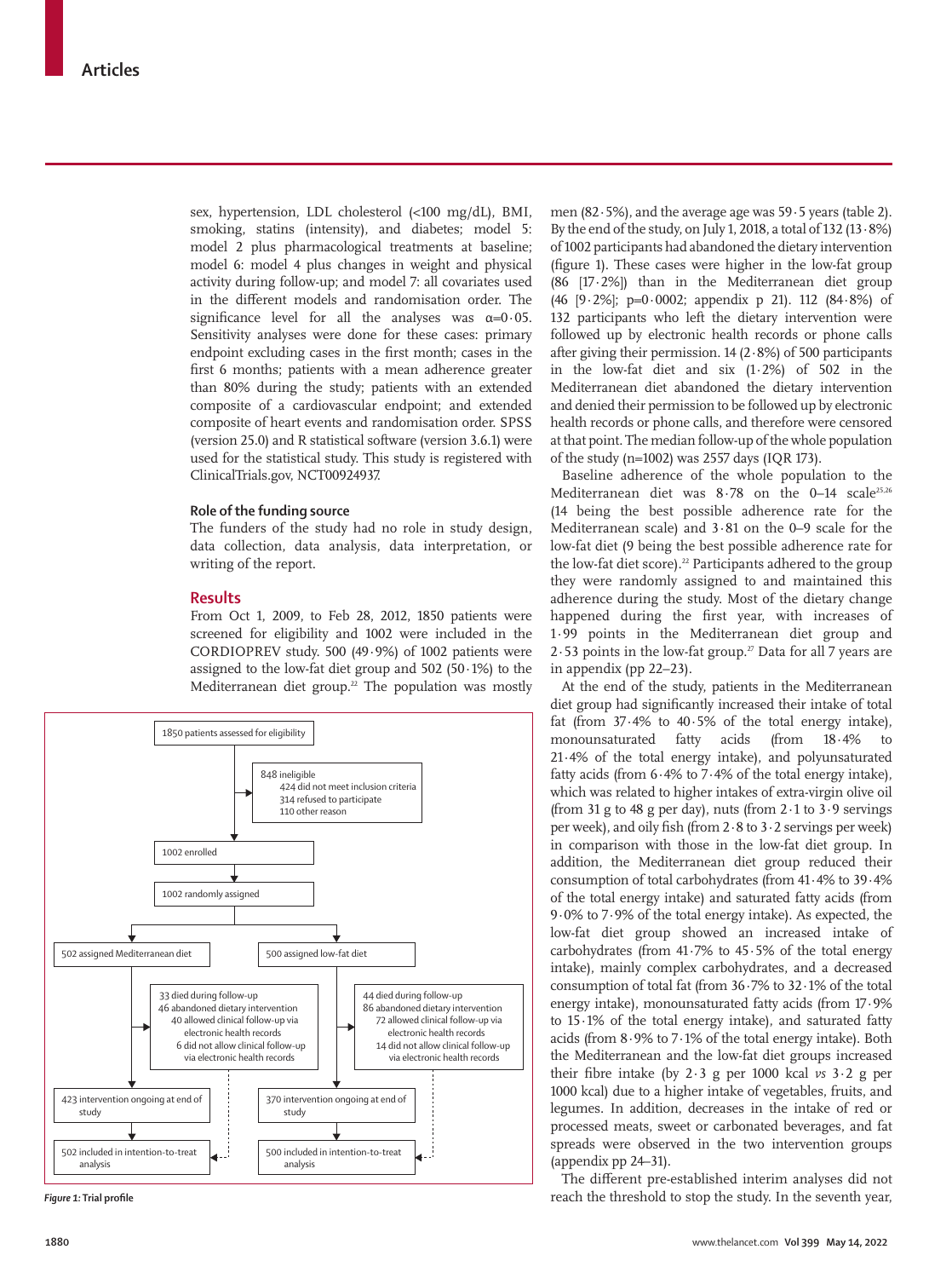sex, hypertension, LDL cholesterol (<100 mg/dL), BMI, smoking, statins (intensity), and diabetes; model 5: model 2 plus pharmacological treatments at baseline; model 6: model 4 plus changes in weight and physical activity during follow-up; and model 7: all covariates used in the different models and randomisation order. The significance level for all the analyses was α=0·05. Sensitivity analyses were done for these cases: primary endpoint excluding cases in the first month; cases in the first 6 months; patients with a mean adherence greater than 80% during the study; patients with an extended composite of a cardiovascular endpoint; and extended composite of heart events and randomisation order. SPSS (version 25.0) and R statistical software (version 3.6.1) were used for the statistical study. This study is registered with ClinicalTrials.gov, NCT00924937.

### Role of the funding source

The funders of the study had no role in study design, data collection, data analysis, data interpretation, or writing of the report.

## Results

From Oct 1, 2009, to Feb 28, 2012, 1850 patients were screened for eligibility and 1002 were included in the CORDIOPREV study. 500 (49·9%) of 1002 patients were assigned to the low-fat diet group and 502 (50·1%) to the Mediterranean diet group.[22] The population was mostly men (82·5%), and the average age was 59·5 years (table 2). By the end of the study, on July 1, 2018, a total of 132 (13·8%) of 1002 participants had abandoned the dietary intervention (figure 1). These cases were higher in the low-fat group (86 [17·2%]) than in the Mediterranean diet group (46 [9·2%]; p=0·0002; appendix p 21). 112 (84·8%) of 132 participants who left the dietary intervention were followed up by electronic health records or phone calls after giving their permission. 14 (2·8%) of 500 participants in the low-fat diet and six (1·2%) of 502 in the Mediterranean diet abandoned the dietary intervention and denied their permission to be followed up by electronic health records or phone calls, and therefore were censored at that point. The median follow-up of the whole population of the study (n=1002) was 2557 days (IQR 173).

1850 patients assessed for eligibility

848 ineligible
- 424 did not meet inclusion criteria
- 314 refused to participate
- 110 other reason

1002 enrolled

1002 randomly assigned

502 assigned Mediterranean diet
- 33 died during follow-up
- 46 abandoned dietary intervention
  - 40 allowed clinical follow-up via electronic health records
  - 6 did not allow clinical follow-up via electronic health records
- 423 intervention ongoing at end of study
- 502 included in intention-to-treat analysis

500 assigned low-fat diet
- 44 died during follow-up
- 86 abandoned dietary intervention
  - 72 allowed clinical follow-up via electronic health records
  - 14 did not allow clinical follow-up via electronic health records
- 370 intervention ongoing at end of study
- 500 included in intention-to-treat analysis

*Figure 1:* **Trial profile**

Baseline adherence of the whole population to the Mediterranean diet was 8·78 on the 0–14 scale[25,26] (14 being the best possible adherence rate for the Mediterranean scale) and 3·81 on the 0–9 scale for the low-fat diet (9 being the best possible adherence rate for the low-fat diet score).[22] Participants adhered to the group they were randomly assigned to and maintained this adherence during the study. Most of the dietary change happened during the first year, with increases of 1·99 points in the Mediterranean diet group and 2·53 points in the low-fat group.[27] Data for all 7 years are in appendix (pp 22–23).

At the end of the study, patients in the Mediterranean diet group had significantly increased their intake of total fat (from 37·4% to 40·5% of the total energy intake), monounsaturated fatty acids (from 18·4% to 21·4% of the total energy intake), and polyunsaturated fatty acids (from 6·4% to 7·4% of the total energy intake), which was related to higher intakes of extra-virgin olive oil (from 31 g to 48 g per day), nuts (from 2·1 to 3·9 servings per week), and oily fish (from 2·8 to 3·2 servings per week) in comparison with those in the low-fat diet group. In addition, the Mediterranean diet group reduced their consumption of total carbohydrates (from 41·4% to 39·4% of the total energy intake) and saturated fatty acids (from 9·0% to 7·9% of the total energy intake). As expected, the low-fat diet group showed an increased intake of carbohydrates (from 41·7% to 45·5% of the total energy intake), mainly complex carbohydrates, and a decreased consumption of total fat (from 36·7% to 32·1% of the total energy intake), monounsaturated fatty acids (from 17·9% to 15·1% of the total energy intake), and saturated fatty acids (from 8·9% to 7·1% of the total energy intake). Both the Mediterranean and the low-fat diet groups increased their fibre intake (by 2·3 g per 1000 kcal *vs* 3·2 g per 1000 kcal) due to a higher intake of vegetables, fruits, and legumes. In addition, decreases in the intake of red or processed meats, sweet or carbonated beverages, and fat spreads were observed in the two intervention groups (appendix pp 24–31).

The different pre-established interim analyses did not reach the threshold to stop the study. In the seventh year,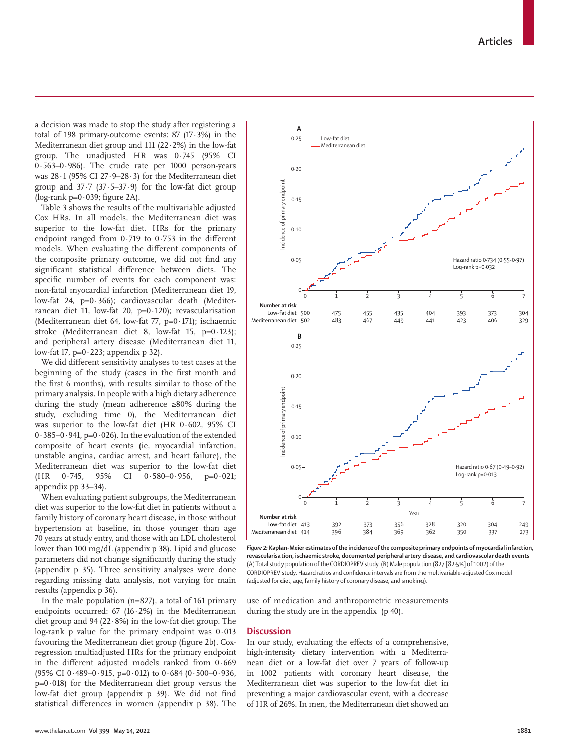a decision was made to stop the study after registering a total of 198 primary-outcome events: 87 (17·3%) in the Mediterranean diet group and 111 (22·2%) in the low-fat group. The unadjusted HR was 0·745 (95% CI 0·563–0·986). The crude rate per 1000 person-years was 28·1 (95% CI 27·9–28·3) for the Mediterranean diet group and 37·7 (37·5–37·9) for the low-fat diet group (log-rank p=0·039; figure 2A).

Table 3 shows the results of the multivariable adjusted Cox HRs. In all models, the Mediterranean diet was superior to the low-fat diet. HRs for the primary endpoint ranged from 0·719 to 0·753 in the different models. When evaluating the different components of the composite primary outcome, we did not find any significant statistical difference between diets. The specific number of events for each component was: non-fatal myocardial infarction (Mediterranean diet 19, low-fat 24, p=0·366); cardiovascular death (Mediterranean diet 11, low-fat 20, p=0·120); revascularisation (Mediterranean diet 64, low-fat 77, p=0·171); ischaemic stroke (Mediterranean diet 8, low-fat 15, p=0·123); and peripheral artery disease (Mediterranean diet 11, low-fat 17, p=0·223; appendix p 32).

We did different sensitivity analyses to test cases at the beginning of the study (cases in the first month and the first 6 months), with results similar to those of the primary analysis. In people with a high dietary adherence during the study (mean adherence ≥80% during the study, excluding time 0), the Mediterranean diet was superior to the low-fat diet (HR 0·602, 95% CI 0·385–0·941, p=0·026). In the evaluation of the extended composite of heart events (ie, myocardial infarction, unstable angina, cardiac arrest, and heart failure), the Mediterranean diet was superior to the low-fat diet (HR 0·745, 95% CI 0·580–0·956, p=0·021; appendix pp 33–34).

When evaluating patient subgroups, the Mediterranean diet was superior to the low-fat diet in patients without a family history of coronary heart disease, in those without hypertension at baseline, in those younger than age 70 years at study entry, and those with an LDL cholesterol lower than 100 mg/dL (appendix p 38). Lipid and glucose parameters did not change significantly during the study (appendix p 35). Three sensitivity analyses were done regarding missing data analysis, not varying for main results (appendix p 36).

In the male population (n=827), a total of 161 primary endpoints occurred: 67 (16·2%) in the Mediterranean diet group and 94 (22·8%) in the low-fat diet group. The log-rank p value for the primary endpoint was 0·013 favouring the Mediterranean diet group (figure 2b). Cox-regression multiadjusted HRs for the primary endpoint in the different adjusted models ranged from 0·669 (95% CI 0·489–0·915, p=0·012) to 0·684 (0·500–0·936, p=0·018) for the Mediterranean diet group versus the low-fat diet group (appendix p 39). We did not find statistical differences in women (appendix p 38). The use of medication and anthropometric measurements during the study are in the appendix (p 40).

**Figure 2: Kaplan-Meier estimates of the incidence of the composite primary endpoints of myocardial infarction, revascularisation, ischaemic stroke, documented peripheral artery disease, and cardiovascular death events**
(A) Total study population of the CORDIOPREV study. (B) Male population (827 [82·5%] of 1002) of the CORDIOPREV study. Hazard ratios and confidence intervals are from the multivariable-adjusted Cox model (adjusted for diet, age, family history of coronary disease, and smoking).

## Discussion

In our study, evaluating the effects of a comprehensive, high-intensity dietary intervention with a Mediterranean diet or a low-fat diet over 7 years of follow-up in 1002 patients with coronary heart disease, the Mediterranean diet was superior to the low-fat diet in preventing a major cardiovascular event, with a decrease of HR of 26%. In men, the Mediterranean diet showed an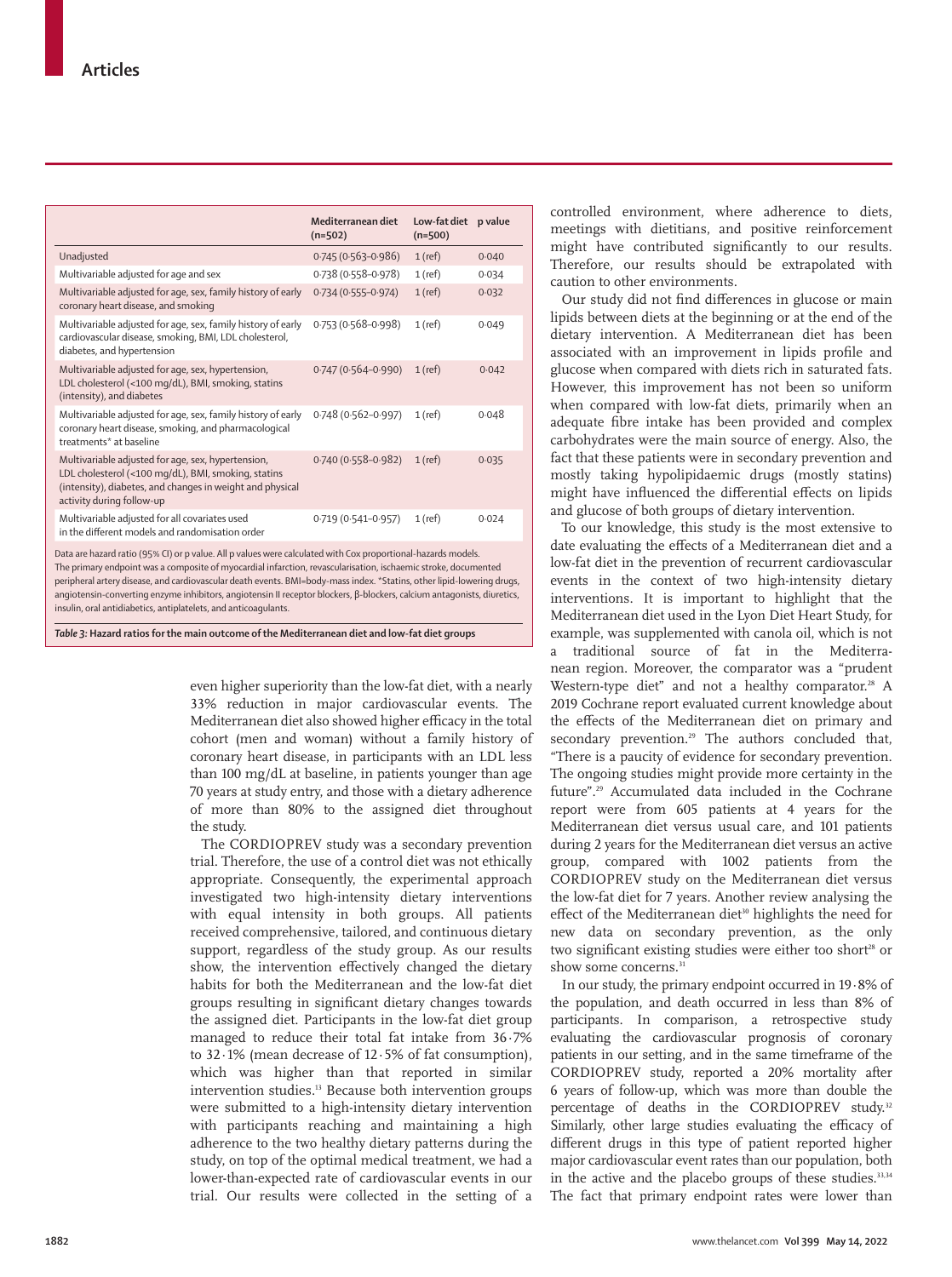| | Mediterranean diet (n=502) | Low-fat diet (n=500) | p value |
|---|---|---|---|
| Unadjusted | 0·745 (0·563–0·986) | 1 (ref) | 0·040 |
| Multivariable adjusted for age and sex | 0·738 (0·558–0·978) | 1 (ref) | 0·034 |
| Multivariable adjusted for age, sex, family history of early coronary heart disease, and smoking | 0·734 (0·555–0·974) | 1 (ref) | 0·032 |
| Multivariable adjusted for age, sex, family history of early cardiovascular disease, smoking, BMI, LDL cholesterol, diabetes, and hypertension | 0·753 (0·568–0·998) | 1 (ref) | 0·049 |
| Multivariable adjusted for age, sex, hypertension, LDL cholesterol (<100 mg/dL), BMI, smoking, statins (intensity), and diabetes | 0·747 (0·564–0·990) | 1 (ref) | 0·042 |
| Multivariable adjusted for age, sex, family history of early coronary heart disease, smoking, and pharmacological treatments* at baseline | 0·748 (0·562–0·997) | 1 (ref) | 0·048 |
| Multivariable adjusted for age, sex, hypertension, LDL cholesterol (<100 mg/dL), BMI, smoking, statins (intensity), diabetes, and changes in weight and physical activity during follow-up | 0·740 (0·558–0·982) | 1 (ref) | 0·035 |
| Multivariable adjusted for all covariates used in the different models and randomisation order | 0·719 (0·541–0·957) | 1 (ref) | 0·024 |

Data are hazard ratio (95% CI) or p value. All p values were calculated with Cox proportional-hazards models. The primary endpoint was a composite of myocardial infarction, revascularisation, ischaemic stroke, documented peripheral artery disease, and cardiovascular death events. BMI=body-mass index. *Statins, other lipid-lowering drugs, angiotensin-converting enzyme inhibitors, angiotensin II receptor blockers, β-blockers, calcium antagonists, diuretics, insulin, oral antidiabetics, antiplatelets, and anticoagulants.

*Table 3:* **Hazard ratios for the main outcome of the Mediterranean diet and low-fat diet groups**

even higher superiority than the low-fat diet, with a nearly 33% reduction in major cardiovascular events. The Mediterranean diet also showed higher efficacy in the total cohort (men and woman) without a family history of coronary heart disease, in participants with an LDL less than 100 mg/dL at baseline, in patients younger than age 70 years at study entry, and those with a dietary adherence of more than 80% to the assigned diet throughout the study.

The CORDIOPREV study was a secondary prevention trial. Therefore, the use of a control diet was not ethically appropriate. Consequently, the experimental approach investigated two high-intensity dietary interventions with equal intensity in both groups. All patients received comprehensive, tailored, and continuous dietary support, regardless of the study group. As our results show, the intervention effectively changed the dietary habits for both the Mediterranean and the low-fat diet groups resulting in significant dietary changes towards the assigned diet. Participants in the low-fat diet group managed to reduce their total fat intake from 36·7% to 32·1% (mean decrease of 12·5% of fat consumption), which was higher than that reported in similar intervention studies.[13] Because both intervention groups were submitted to a high-intensity dietary intervention with participants reaching and maintaining a high adherence to the two healthy dietary patterns during the study, on top of the optimal medical treatment, we had a lower-than-expected rate of cardiovascular events in our trial. Our results were collected in the setting of a controlled environment, where adherence to diets, meetings with dietitians, and positive reinforcement might have contributed significantly to our results. Therefore, our results should be extrapolated with caution to other environments.

Our study did not find differences in glucose or main lipids between diets at the beginning or at the end of the dietary intervention. A Mediterranean diet has been associated with an improvement in lipids profile and glucose when compared with diets rich in saturated fats. However, this improvement has not been so uniform when compared with low-fat diets, primarily when an adequate fibre intake has been provided and complex carbohydrates were the main source of energy. Also, the fact that these patients were in secondary prevention and mostly taking hypolipidaemic drugs (mostly statins) might have influenced the differential effects on lipids and glucose of both groups of dietary intervention.

To our knowledge, this study is the most extensive to date evaluating the effects of a Mediterranean diet and a low-fat diet in the prevention of recurrent cardiovascular events in the context of two high-intensity dietary interventions. It is important to highlight that the Mediterranean diet used in the Lyon Diet Heart Study, for example, was supplemented with canola oil, which is not a traditional source of fat in the Mediterranean region. Moreover, the comparator was a "prudent Western-type diet" and not a healthy comparator.[28] A 2019 Cochrane report evaluated current knowledge about the effects of the Mediterranean diet on primary and secondary prevention.[29] The authors concluded that, "There is a paucity of evidence for secondary prevention. The ongoing studies might provide more certainty in the future".[29] Accumulated data included in the Cochrane report were from 605 patients at 4 years for the Mediterranean diet versus usual care, and 101 patients during 2 years for the Mediterranean diet versus an active group, compared with 1002 patients from the CORDIOPREV study on the Mediterranean diet versus the low-fat diet for 7 years. Another review analysing the effect of the Mediterranean diet[30] highlights the need for new data on secondary prevention, as the only two significant existing studies were either too short[28] or show some concerns.[31]

In our study, the primary endpoint occurred in 19·8% of the population, and death occurred in less than 8% of participants. In comparison, a retrospective study evaluating the cardiovascular prognosis of coronary patients in our setting, and in the same timeframe of the CORDIOPREV study, reported a 20% mortality after 6 years of follow-up, which was more than double the percentage of deaths in the CORDIOPREV study.[32] Similarly, other large studies evaluating the efficacy of different drugs in this type of patient reported higher major cardiovascular event rates than our population, both in the active and the placebo groups of these studies.[33,34] The fact that primary endpoint rates were lower than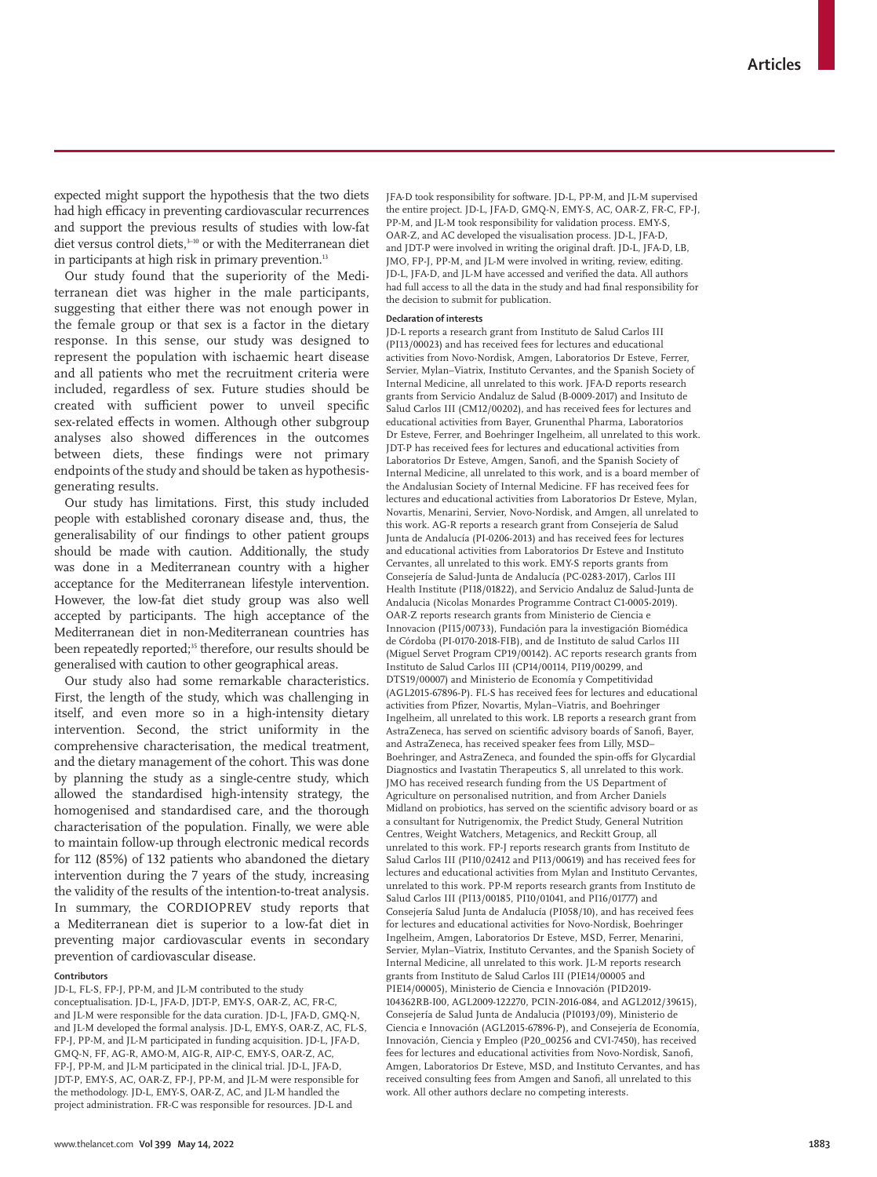expected might support the hypothesis that the two diets had high efficacy in preventing cardiovascular recurrences and support the previous results of studies with low-fat diet versus control diets,[3–10] or with the Mediterranean diet in participants at high risk in primary prevention.[13]

Our study found that the superiority of the Mediterranean diet was higher in the male participants, suggesting that either there was not enough power in the female group or that sex is a factor in the dietary response. In this sense, our study was designed to represent the population with ischaemic heart disease and all patients who met the recruitment criteria were included, regardless of sex. Future studies should be created with sufficient power to unveil specific sex-related effects in women. Although other subgroup analyses also showed differences in the outcomes between diets, these findings were not primary endpoints of the study and should be taken as hypothesis-generating results.

Our study has limitations. First, this study included people with established coronary disease and, thus, the generalisability of our findings to other patient groups should be made with caution. Additionally, the study was done in a Mediterranean country with a higher acceptance for the Mediterranean lifestyle intervention. However, the low-fat diet study group was also well accepted by participants. The high acceptance of the Mediterranean diet in non-Mediterranean countries has been repeatedly reported;[35] therefore, our results should be generalised with caution to other geographical areas.

Our study also had some remarkable characteristics. First, the length of the study, which was challenging in itself, and even more so in a high-intensity dietary intervention. Second, the strict uniformity in the comprehensive characterisation, the medical treatment, and the dietary management of the cohort. This was done by planning the study as a single-centre study, which allowed the standardised high-intensity strategy, the homogenised and standardised care, and the thorough characterisation of the population. Finally, we were able to maintain follow-up through electronic medical records for 112 (85%) of 132 patients who abandoned the dietary intervention during the 7 years of the study, increasing the validity of the results of the intention-to-treat analysis. In summary, the CORDIOPREV study reports that a Mediterranean diet is superior to a low-fat diet in preventing major cardiovascular events in secondary prevention of cardiovascular disease.

#### Contributors

JD-L, FL-S, FP-J, PP-M, and JL-M contributed to the study conceptualisation. JD-L, JFA-D, JDT-P, EMY-S, OAR-Z, AC, FR-C, and JL-M were responsible for the data curation. JD-L, JFA-D, GMQ-N, and JL-M developed the formal analysis. JD-L, EMY-S, OAR-Z, AC, FL-S, FP-J, PP-M, and JL-M participated in funding acquisition. JD-L, JFA-D, GMQ-N, FF, AG-R, AMO-M, AIG-R, AIP-C, EMY-S, OAR-Z, AC, FP-J, PP-M, and JL-M participated in the clinical trial. JD-L, JFA-D, JDT-P, EMY-S, AC, OAR-Z, FP-J, PP-M, and JL-M were responsible for the methodology. JD-L, EMY-S, OAR-Z, AC, and JL-M handled the project administration. FR-C was responsible for resources. JD-L and JFA-D took responsibility for software. JD-L, PP-M, and JL-M supervised the entire project. JD-L, JFA-D, GMQ-N, EMY-S, AC, OAR-Z, FR-C, FP-J, PP-M, and JL-M took responsibility for validation process. EMY-S, OAR-Z, and AC developed the visualisation process. JD-L, JFA-D, and JDT-P were involved in writing the original draft. JD-L, JFA-D, LB, JMO, FP-J, PP-M, and JL-M were involved in writing, review, editing. JD-L, JFA-D, and JL-M have accessed and verified the data. All authors had full access to all the data in the study and had final responsibility for the decision to submit for publication.

#### Declaration of interests

JD-L reports a research grant from Instituto de Salud Carlos III (PI13/00023) and has received fees for lectures and educational activities from Novo-Nordisk, Amgen, Laboratorios Dr Esteve, Ferrer, Servier, Mylan–Viatrix, Instituto Cervantes, and the Spanish Society of Internal Medicine, all unrelated to this work. JFA-D reports research grants from Servicio Andaluz de Salud (B-0009-2017) and Insituto de Salud Carlos III (CM12/00202), and has received fees for lectures and educational activities from Bayer, Grunenthal Pharma, Laboratorios Dr Esteve, Ferrer, and Boehringer Ingelheim, all unrelated to this work. JDT-P has received fees for lectures and educational activities from Laboratorios Dr Esteve, Amgen, Sanofi, and the Spanish Society of Internal Medicine, all unrelated to this work, and is a board member of the Andalusian Society of Internal Medicine. FF has received fees for lectures and educational activities from Laboratorios Dr Esteve, Mylan, Novartis, Menarini, Servier, Novo-Nordisk, and Amgen, all unrelated to this work. AG-R reports a research grant from Consejería de Salud Junta de Andalucía (PI-0206-2013) and has received fees for lectures and educational activities from Laboratorios Dr Esteve and Instituto Cervantes, all unrelated to this work. EMY-S reports grants from Consejería de Salud-Junta de Andalucía (PC-0283-2017), Carlos III Health Institute (PI18/01822), and Servicio Andaluz de Salud-Junta de Andalucia (Nicolas Monardes Programme Contract C1-0005-2019). OAR-Z reports research grants from Ministerio de Ciencia e Innovacion (PI15/00733), Fundación para la investigación Biomédica de Córdoba (PI-0170-2018-FIB), and de Instituto de salud Carlos III (Miguel Servet Program CP19/00142). AC reports research grants from Instituto de Salud Carlos III (CP14/00114, PI19/00299, and DTS19/00007) and Ministerio de Economía y Competitividad (AGL2015-67896-P). FL-S has received fees for lectures and educational activities from Pfizer, Novartis, Mylan–Viatris, and Boehringer Ingelheim, all unrelated to this work. LB reports a research grant from AstraZeneca, has served on scientific advisory boards of Sanofi, Bayer, and AstraZeneca, has received speaker fees from Lilly, MSD–Boehringer, and AstraZeneca, and founded the spin-offs for Glycardial Diagnostics and Ivastatin Therapeutics S, all unrelated to this work. JMO has received research funding from the US Department of Agriculture on personalised nutrition, and from Archer Daniels Midland on probiotics, has served on the scientific advisory board or as a consultant for Nutrigenomix, the Predict Study, General Nutrition Centres, Weight Watchers, Metagenics, and Reckitt Group, all unrelated to this work. FP-J reports research grants from Instituto de Salud Carlos III (PI10/02412 and PI13/00619) and has received fees for lectures and educational activities from Mylan and Instituto Cervantes, unrelated to this work. PP-M reports research grants from Instituto de Salud Carlos III (PI13/00185, PI10/01041, and PI16/01777) and Consejería Salud Junta de Andalucía (PI058/10), and has received fees for lectures and educational activities for Novo-Nordisk, Boehringer Ingelheim, Amgen, Laboratorios Dr Esteve, MSD, Ferrer, Menarini, Servier, Mylan–Viatrix, Instituto Cervantes, and the Spanish Society of Internal Medicine, all unrelated to this work. JL-M reports research grants from Instituto de Salud Carlos III (PIE14/00005 and PIE14/00005), Ministerio de Ciencia e Innovación (PID2019-104362RB-I00, AGL2009-122270, PCIN-2016-084, and AGL2012/39615), Consejería de Salud Junta de Andalucia (PI0193/09), Ministerio de Ciencia e Innovación (AGL2015-67896-P), and Consejería de Economía, Innovación, Ciencia y Empleo (P20_00256 and CVI-7450), has received fees for lectures and educational activities from Novo-Nordisk, Sanofi, Amgen, Laboratorios Dr Esteve, MSD, and Instituto Cervantes, and has received consulting fees from Amgen and Sanofi, all unrelated to this work. All other authors declare no competing interests.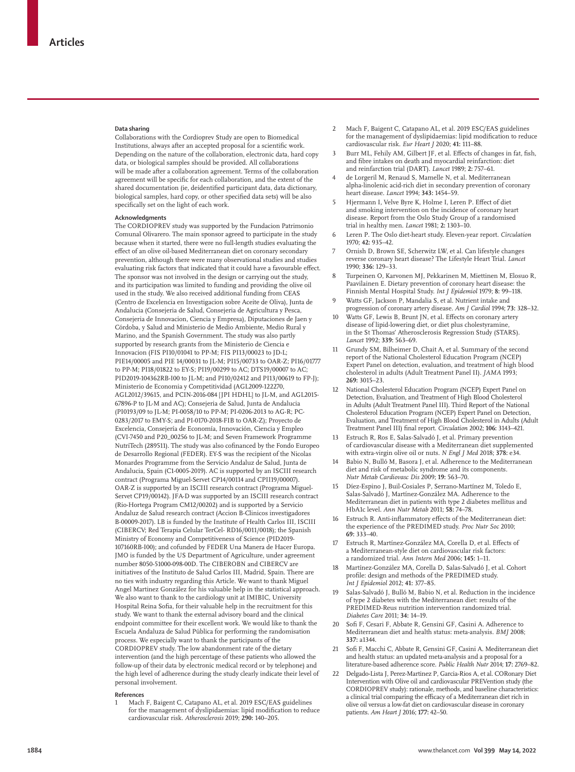## Data sharing

Collaborations with the Cordioprev Study are open to Biomedical Institutions, always after an accepted proposal for a scientific work. Depending on the nature of the collaboration, electronic data, hard copy data, or biological samples should be provided. All collaborations will be made after a collaboration agreement. Terms of the collaboration agreement will be specific for each collaboration, and the extent of the shared documentation (ie, deidentified participant data, data dictionary, biological samples, hard copy, or other specified data sets) will be also specifically set on the light of each work.

## Acknowledgments

The CORDIOPREV study was supported by the Fundacion Patrimonio Comunal Olivarero. The main sponsor agreed to participate in the study because when it started, there were no full-length studies evaluating the effect of an olive oil-based Mediterranean diet on coronary secondary prevention, although there were many observational studies and studies evaluating risk factors that indicated that it could have a favourable effect. The sponsor was not involved in the design or carrying out the study, and its participation was limited to funding and providing the olive oil used in the study. We also received additional funding from CEAS (Centro de Excelencia en Investigacion sobre Aceite de Oliva), Junta de Andalucia (Consejeria de Salud, Consejeria de Agricultura y Pesca, Consejeria de Innovacion, Ciencia y Empresa), Diputaciones de Jaen y Córdoba, y Salud and Ministerio de Medio Ambiente, Medio Rural y Marino, and the Spanish Government. The study was also partly supported by research grants from the Ministerio de Ciencia e Innovacion (FIS PI10/01041 to PP-M; FIS PI13/00023 to JD-L; PIE14/00005 and PIE 14/00031 to JL-M; PI15/00733 to OAR-Z; PI16/01777 to PP-M; PI18/01822 to EY-S; PI19/00299 to AC; DTS19/00007 to AC; PID2019-104362RB-I00 to JL-M; and PI10/02412 and PI13/00619 to FP-J); Ministerio de Economia y Competitividad (AGL2009-122270, AGL2012/39615, and PCIN-2016-084 [JPI HDHL] to JL-M, and AGL2015-67896-P to JL-M and AC); Consejeria de Salud, Junta de Andalucia (PI0193/09 to JL-M; PI-0058/10 to PP-M; PI-0206-2013 to AG-R; PC-0283/2017 to EMY-S; and PI-0170-2018-FIB to OAR-Z); Proyecto de Excelencia, Consejería de Economía, Innovación, Ciencia y Empleo (CVI-7450 and P20_00256 to JL-M; and Seven Framework Programme NutriTech (289511). The study was also cofinanced by the Fondo Europeo de Desarrollo Regional (FEDER). EY-S was the recipient of the Nicolas Monardes Programme from the Servicio Andaluz de Salud, Junta de Andalucia, Spain (C1-0005-2019). AC is supported by an ISCIII research contract (Programa Miguel-Servet CP14/00114 and CPII19/00007). OAR-Z is supported by an ISCIII research contract (Programa Miguel-Servet CP19/00142). JFA-D was supported by an ISCIII research contract (Rio-Hortega Program CM12/00202) and is supported by a Servicio Andaluz de Salud research contract (Accion B-Clinicos investigadores B-00009-2017). LB is funded by the Institute of Health Carlos III, ISCIII (CIBERCV; Red Terapia Celular TerCel- RD16/0011/0018); the Spanish Ministry of Economy and Competitiveness of Science (PID2019-107160RB-I00); and cofunded by FEDER Una Manera de Hacer Europa. JMO is funded by the US Department of Agriculture, under agreement number 8050-51000-098-00D. The CIBEROBN and CIBERCV are initiatives of the Instituto de Salud Carlos III, Madrid, Spain. There are no ties with industry regarding this Article. We want to thank Miguel Angel Martinez González for his valuable help in the statistical approach. We also want to thank to the cardiology unit at IMIBIC, University Hospital Reina Sofia, for their valuable help in the recruitment for this study. We want to thank the external advisory board and the clinical endpoint committee for their excellent work. We would like to thank the Escuela Andaluza de Salud Pública for performing the randomisation process. We especially want to thank the participants of the CORDIOPREV study. The low abandonment rate of the dietary intervention (and the high percentage of these patients who allowed the follow-up of their data by electronic medical record or by telephone) and the high level of adherence during the study clearly indicate their level of personal involvement.

## References

1. Mach F, Baigent C, Catapano AL, et al. 2019 ESC/EAS guidelines for the management of dyslipidaemias: lipid modification to reduce cardiovascular risk. *Atherosclerosis* 2019; **290:** 140–205.
2. Mach F, Baigent C, Catapano AL, et al. 2019 ESC/EAS guidelines for the management of dyslipidaemias: lipid modification to reduce cardiovascular risk. *Eur Heart J* 2020; **41:** 111–88.
3. Burr ML, Fehily AM, Gilbert JF, et al. Effects of changes in fat, fish, and fibre intakes on death and myocardial reinfarction: diet and reinfarction trial (DART). *Lancet* 1989; **2:** 757–61.
4. de Lorgeril M, Renaud S, Mamelle N, et al. Mediterranean alpha-linolenic acid-rich diet in secondary prevention of coronary heart disease. *Lancet* 1994; **343:** 1454–59.
5. Hjermann I, Velve Byre K, Holme I, Leren P. Effect of diet and smoking intervention on the incidence of coronary heart disease. Report from the Oslo Study Group of a randomised trial in healthy men. *Lancet* 1981; **2:** 1303–10.
6. Leren P. The Oslo diet-heart study. Eleven-year report. *Circulation* 1970; **42:** 935–42.
7. Ornish D, Brown SE, Scherwitz LW, et al. Can lifestyle changes reverse coronary heart disease? The Lifestyle Heart Trial. *Lancet* 1990; **336:** 129–33.
8. Turpeinen O, Karvonen MJ, Pekkarinen M, Miettinen M, Elosuo R, Paavilainen E. Dietary prevention of coronary heart disease: the Finnish Mental Hospital Study. *Int J Epidemiol* 1979; **8:** 99–118.
9. Watts GF, Jackson P, Mandalia S, et al. Nutrient intake and progression of coronary artery disease. *Am J Cardiol* 1994; **73:** 328–32.
10. Watts GF, Lewis B, Brunt JN, et al. Effects on coronary artery disease of lipid-lowering diet, or diet plus cholestyramine, in the St Thomas' Atherosclerosis Regression Study (STARS). *Lancet* 1992; **339:** 563–69.
11. Grundy SM, Bilheimer D, Chait A, et al. Summary of the second report of the National Cholesterol Education Program (NCEP) Expert Panel on detection, evaluation, and treatment of high blood cholesterol in adults (Adult Treatment Panel II). *JAMA* 1993; **269:** 3015–23.
12. National Cholesterol Education Program (NCEP) Expert Panel on Detection, Evaluation, and Treatment of High Blood Cholesterol in Adults (Adult Treatment Panel III). Third Report of the National Cholesterol Education Program (NCEP) Expert Panel on Detection, Evaluation, and Treatment of High Blood Cholesterol in Adults (Adult Treatment Panel III) final report. *Circulation* 2002; **106:** 3143–421.
13. Estruch R, Ros E, Salas-Salvadó J, et al. Primary prevention of cardiovascular disease with a Mediterranean diet supplemented with extra-virgin olive oil or nuts. *N Engl J Med* 2018; **378:** e34.
14. Babio N, Bulló M, Basora J, et al. Adherence to the Mediterranean diet and risk of metabolic syndrome and its components. *Nutr Metab Cardiovasc Dis* 2009; **19:** 563–70.
15. Díez-Espino J, Buil-Cosiales P, Serrano-Martínez M, Toledo E, Salas-Salvadó J, Martínez-González MA. Adherence to the Mediterranean diet in patients with type 2 diabetes mellitus and HbA1c level. *Ann Nutr Metab* 2011; **58:** 74–78.
16. Estruch R. Anti-inflammatory effects of the Mediterranean diet: the experience of the PREDIMED study. *Proc Nutr Soc* 2010; **69:** 333–40.
17. Estruch R, Martínez-González MA, Corella D, et al. Effects of a Mediterranean-style diet on cardiovascular risk factors: a randomized trial. *Ann Intern Med* 2006; **145:** 1–11.
18. Martínez-González MA, Corella D, Salas-Salvadó J, et al. Cohort profile: design and methods of the PREDIMED study. *Int J Epidemiol* 2012; **41:** 377–85.
19. Salas-Salvadó J, Bulló M, Babio N, et al. Reduction in the incidence of type 2 diabetes with the Mediterranean diet: results of the PREDIMED-Reus nutrition intervention randomized trial. *Diabetes Care* 2011; **34:** 14–19.
20. Sofi F, Cesari F, Abbate R, Gensini GF, Casini A. Adherence to Mediterranean diet and health status: meta-analysis. *BMJ* 2008; **337:** a1344.
21. Sofi F, Macchi C, Abbate R, Gensini GF, Casini A. Mediterranean diet and health status: an updated meta-analysis and a proposal for a literature-based adherence score. *Public Health Nutr* 2014; **17:** 2769–82.
22. Delgado-Lista J, Perez-Martinez P, Garcia-Rios A, et al. CORonary Diet Intervention with Olive oil and cardiovascular PREVention study (the CORDIOPREV study): rationale, methods, and baseline characteristics: a clinical trial comparing the efficacy of a Mediterranean diet rich in olive oil versus a low-fat diet on cardiovascular disease in coronary patients. *Am Heart J* 2016; **177:** 42–50.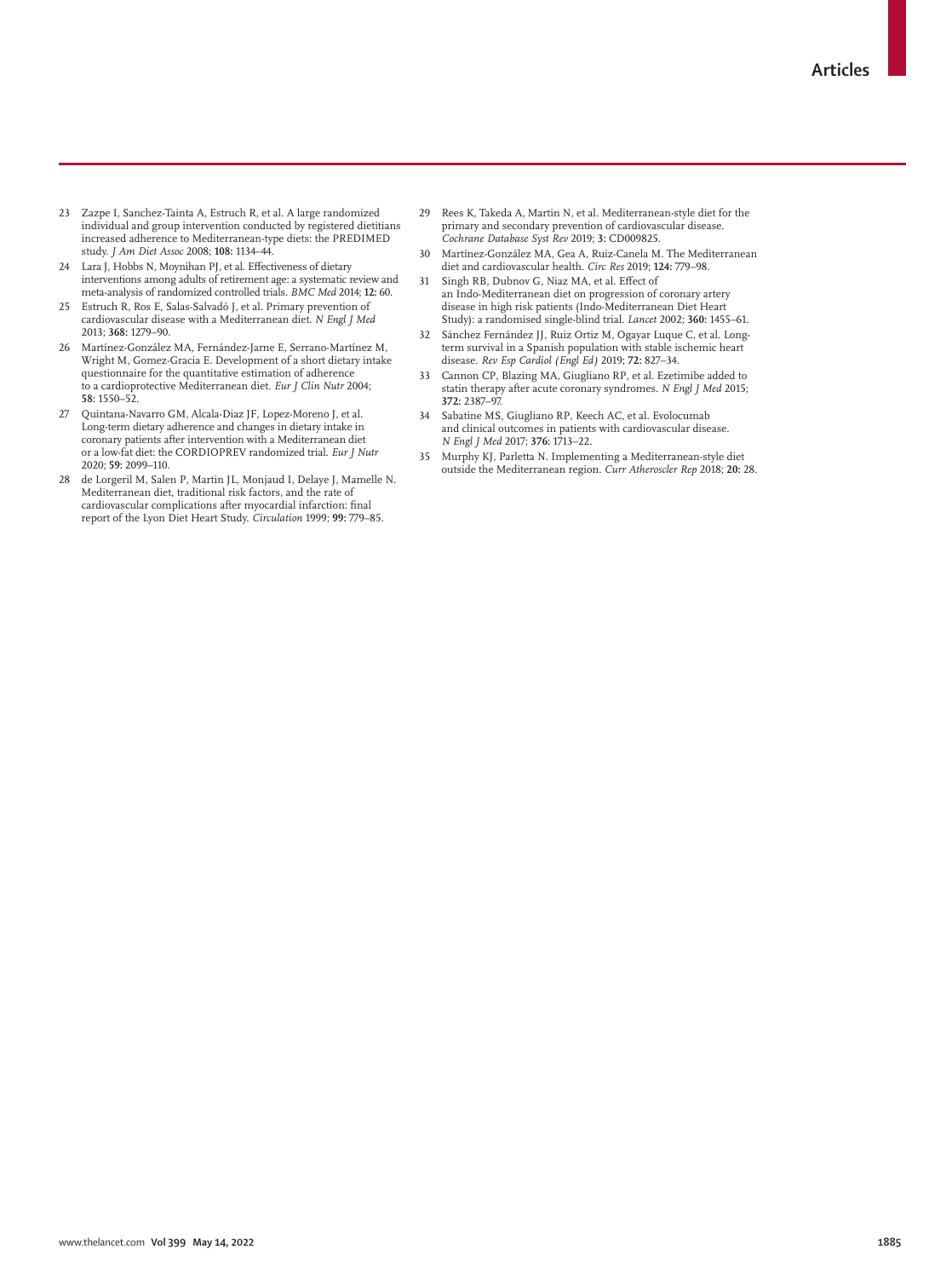23 Zazpe I, Sanchez-Tainta A, Estruch R, et al. A large randomized individual and group intervention conducted by registered dietitians increased adherence to Mediterranean-type diets: the PREDIMED study. *J Am Diet Assoc* 2008; **108:** 1134–44.

24 Lara J, Hobbs N, Moynihan PJ, et al. Effectiveness of dietary interventions among adults of retirement age: a systematic review and meta-analysis of randomized controlled trials. *BMC Med* 2014; **12:** 60.

25 Estruch R, Ros E, Salas-Salvadó J, et al. Primary prevention of cardiovascular disease with a Mediterranean diet. *N Engl J Med* 2013; **368:** 1279–90.

26 Martínez-González MA, Fernández-Jarne E, Serrano-Martínez M, Wright M, Gomez-Gracia E. Development of a short dietary intake questionnaire for the quantitative estimation of adherence to a cardioprotective Mediterranean diet. *Eur J Clin Nutr* 2004; **58:** 1550–52.

27 Quintana-Navarro GM, Alcala-Diaz JF, Lopez-Moreno J, et al. Long-term dietary adherence and changes in dietary intake in coronary patients after intervention with a Mediterranean diet or a low-fat diet: the CORDIOPREV randomized trial. *Eur J Nutr* 2020; **59:** 2099–110.

28 de Lorgeril M, Salen P, Martin JL, Monjaud I, Delaye J, Mamelle N. Mediterranean diet, traditional risk factors, and the rate of cardiovascular complications after myocardial infarction: final report of the Lyon Diet Heart Study. *Circulation* 1999; **99:** 779–85.

29 Rees K, Takeda A, Martin N, et al. Mediterranean-style diet for the primary and secondary prevention of cardiovascular disease. *Cochrane Database Syst Rev* 2019; **3:** CD009825.

30 Martínez-González MA, Gea A, Ruiz-Canela M. The Mediterranean diet and cardiovascular health. *Circ Res* 2019; **124:** 779–98.

31 Singh RB, Dubnov G, Niaz MA, et al. Effect of an Indo-Mediterranean diet on progression of coronary artery disease in high risk patients (Indo-Mediterranean Diet Heart Study): a randomised single-blind trial. *Lancet* 2002; **360:** 1455–61.

32 Sánchez Fernández JJ, Ruiz Ortiz M, Ogayar Luque C, et al. Long-term survival in a Spanish population with stable ischemic heart disease. *Rev Esp Cardiol (Engl Ed)* 2019; **72:** 827–34.

33 Cannon CP, Blazing MA, Giugliano RP, et al. Ezetimibe added to statin therapy after acute coronary syndromes. *N Engl J Med* 2015; **372:** 2387–97.

34 Sabatine MS, Giugliano RP, Keech AC, et al. Evolocumab and clinical outcomes in patients with cardiovascular disease. *N Engl J Med* 2017; **376:** 1713–22.

35 Murphy KJ, Parletta N. Implementing a Mediterranean-style diet outside the Mediterranean region. *Curr Atheroscler Rep* 2018; **20:** 28.